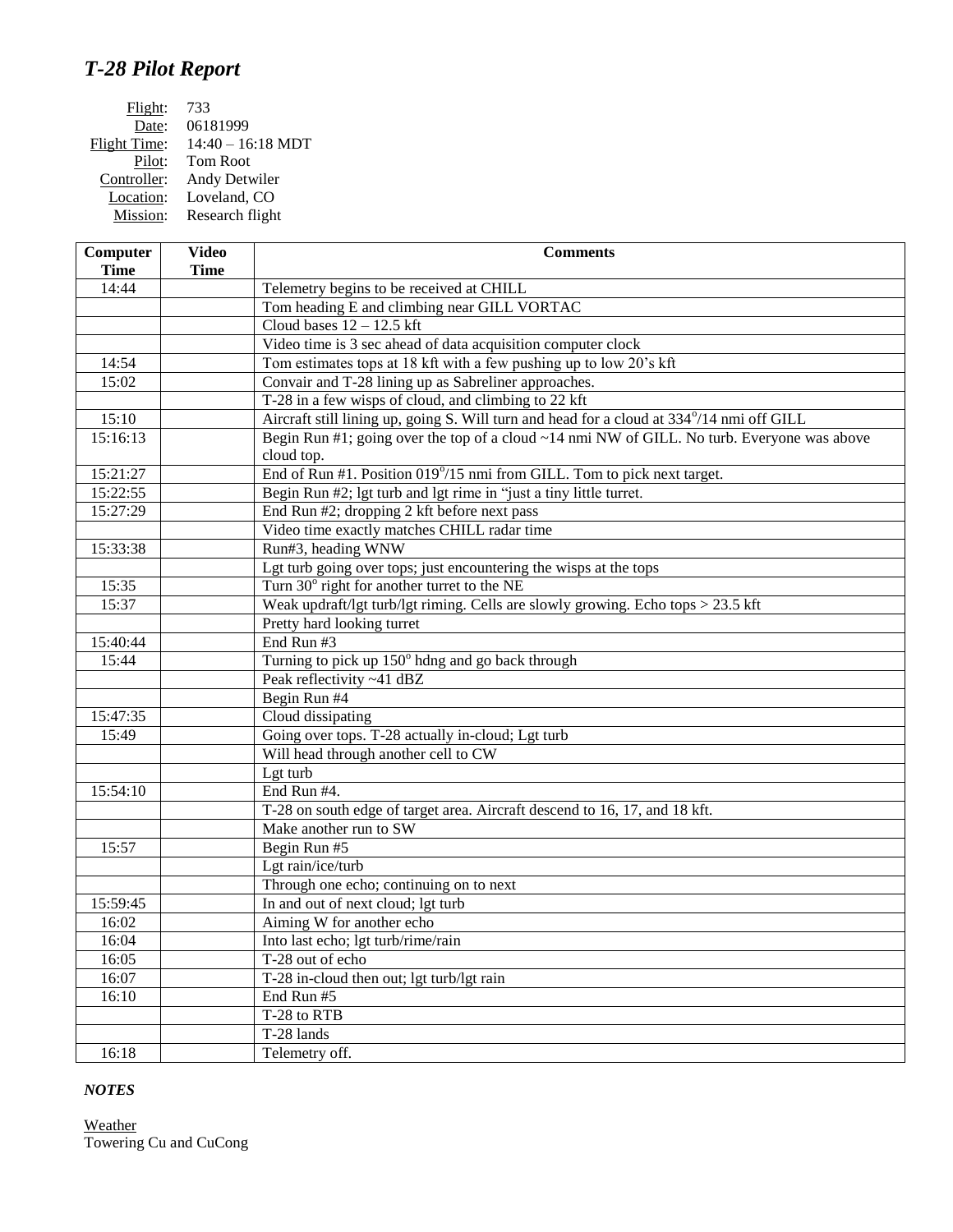# *T-28 Pilot Report*

Flight: 733
Date: 06181999
Flight Time: 14:40 – 16:18 MDT
Pilot: Tom Root
Controller: Andy Detwiler
Location: Loveland, CO
Mission: Research flight

| Computer Time | Video Time | Comments |
|---|---|---|
| 14:44 | | Telemetry begins to be received at CHILL |
| | | Tom heading E and climbing near GILL VORTAC |
| | | Cloud bases 12 – 12.5 kft |
| | | Video time is 3 sec ahead of data acquisition computer clock |
| 14:54 | | Tom estimates tops at 18 kft with a few pushing up to low 20's kft |
| 15:02 | | Convair and T-28 lining up as Sabreliner approaches. |
| | | T-28 in a few wisps of cloud, and climbing to 22 kft |
| 15:10 | | Aircraft still lining up, going S. Will turn and head for a cloud at 334°/14 nmi off GILL |
| 15:16:13 | | Begin Run #1; going over the top of a cloud ~14 nmi NW of GILL. No turb. Everyone was above cloud top. |
| 15:21:27 | | End of Run #1. Position 019°/15 nmi from GILL. Tom to pick next target. |
| 15:22:55 | | Begin Run #2; lgt turb and lgt rime in "just a tiny little turret. |
| 15:27:29 | | End Run #2; dropping 2 kft before next pass |
| | | Video time exactly matches CHILL radar time |
| 15:33:38 | | Run#3, heading WNW |
| | | Lgt turb going over tops; just encountering the wisps at the tops |
| 15:35 | | Turn 30° right for another turret to the NE |
| 15:37 | | Weak updraft/lgt turb/lgt riming. Cells are slowly growing. Echo tops > 23.5 kft |
| | | Pretty hard looking turret |
| 15:40:44 | | End Run #3 |
| 15:44 | | Turning to pick up 150° hdng and go back through |
| | | Peak reflectivity ~41 dBZ |
| | | Begin Run #4 |
| 15:47:35 | | Cloud dissipating |
| 15:49 | | Going over tops. T-28 actually in-cloud; Lgt turb |
| | | Will head through another cell to CW |
| | | Lgt turb |
| 15:54:10 | | End Run #4. |
| | | T-28 on south edge of target area. Aircraft descend to 16, 17, and 18 kft. |
| | | Make another run to SW |
| 15:57 | | Begin Run #5 |
| | | Lgt rain/ice/turb |
| | | Through one echo; continuing on to next |
| 15:59:45 | | In and out of next cloud; lgt turb |
| 16:02 | | Aiming W for another echo |
| 16:04 | | Into last echo; lgt turb/rime/rain |
| 16:05 | | T-28 out of echo |
| 16:07 | | T-28 in-cloud then out; lgt turb/lgt rain |
| 16:10 | | End Run #5 |
| | | T-28 to RTB |
| | | T-28 lands |
| 16:18 | | Telemetry off. |

### *NOTES*

Weather
Towering Cu and CuCong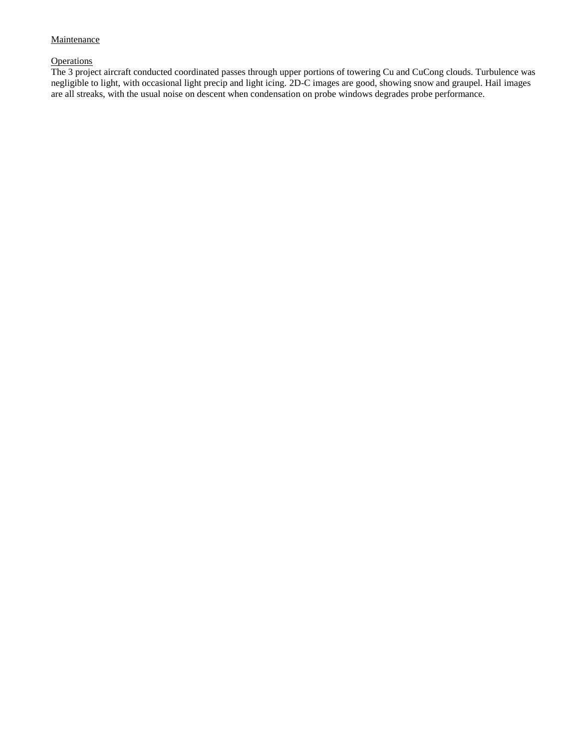Maintenance

Operations

The 3 project aircraft conducted coordinated passes through upper portions of towering Cu and CuCong clouds. Turbulence was negligible to light, with occasional light precip and light icing. 2D-C images are good, showing snow and graupel. Hail images are all streaks, with the usual noise on descent when condensation on probe windows degrades probe performance.